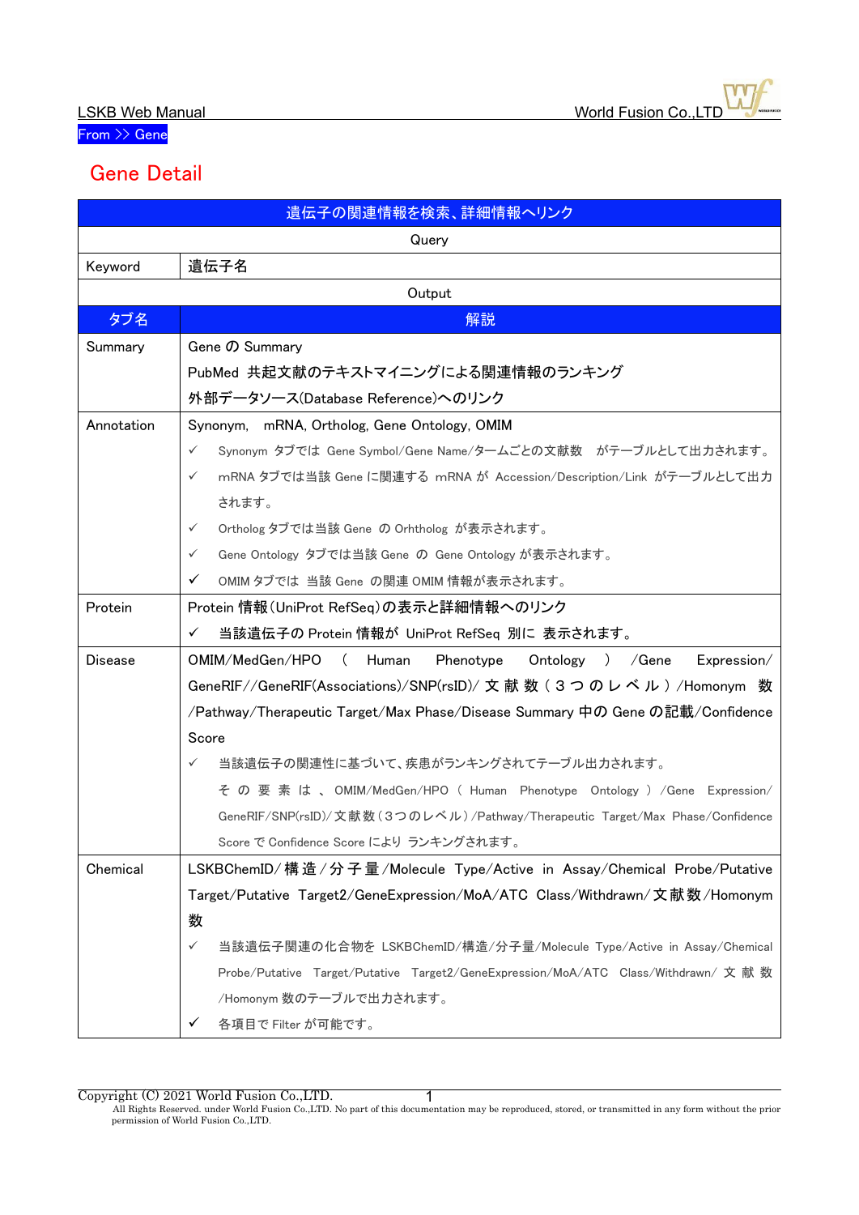From >> Gene

# Gene Detail

| 遺伝子の関連情報を検索、詳細情報へリンク | |
|---|---|
| Query | |
| Keyword | 遺伝子名 |
| Output | |
| タブ名 | 解説 |
| Summary | Gene の Summary<br>PubMed 共起文献のテキストマイニングによる関連情報のランキング<br>外部データソース(Database Reference)へのリンク |
| Annotation | Synonym, mRNA, Ortholog, Gene Ontology, OMIM<br>✓ Synonym タブでは Gene Symbol/Gene Name/タームごとの文献数 がテーブルとして出力されます。<br>✓ mRNA タブでは当該 Gene に関連する mRNA が Accession/Description/Link がテーブルとして出力されます。<br>✓ Ortholog タブでは当該 Gene の Orhtholog が表示されます。<br>✓ Gene Ontology タブでは当該 Gene の Gene Ontology が表示されます。<br>✓ OMIM タブでは 当該 Gene の関連 OMIM 情報が表示されます。 |
| Protein | Protein 情報(UniProt RefSeq)の表示と詳細情報へのリンク<br>✓ 当該遺伝子の Protein 情報が UniProt RefSeq 別に 表示されます。 |
| Disease | OMIM/MedGen/HPO ( Human Phenotype Ontology ) /Gene Expression/ GeneRIF//GeneRIF(Associations)/SNP(rsID)/ 文献数(3つのレベル)/Homonym 数 /Pathway/Therapeutic Target/Max Phase/Disease Summary 中の Gene の記載/Confidence Score<br>✓ 当該遺伝子の関連性に基づいて、疾患がランキングされてテーブル出力されます。<br>その要素は、OMIM/MedGen/HPO ( Human Phenotype Ontology ) /Gene Expression/ GeneRIF/SNP(rsID)/文献数(3つのレベル)/Pathway/Therapeutic Target/Max Phase/Confidence Score で Confidence Score により ランキングされます。 |
| Chemical | LSKBChemID/構造/分子量/Molecule Type/Active in Assay/Chemical Probe/Putative Target/Putative Target2/GeneExpression/MoA/ATC Class/Withdrawn/文献数/Homonym 数<br>✓ 当該遺伝子関連の化合物を LSKBChemID/構造/分子量/Molecule Type/Active in Assay/Chemical Probe/Putative Target/Putative Target2/GeneExpression/MoA/ATC Class/Withdrawn/ 文献数 /Homonym 数のテーブルで出力されます。<br>✓ 各項目で Filter が可能です。 |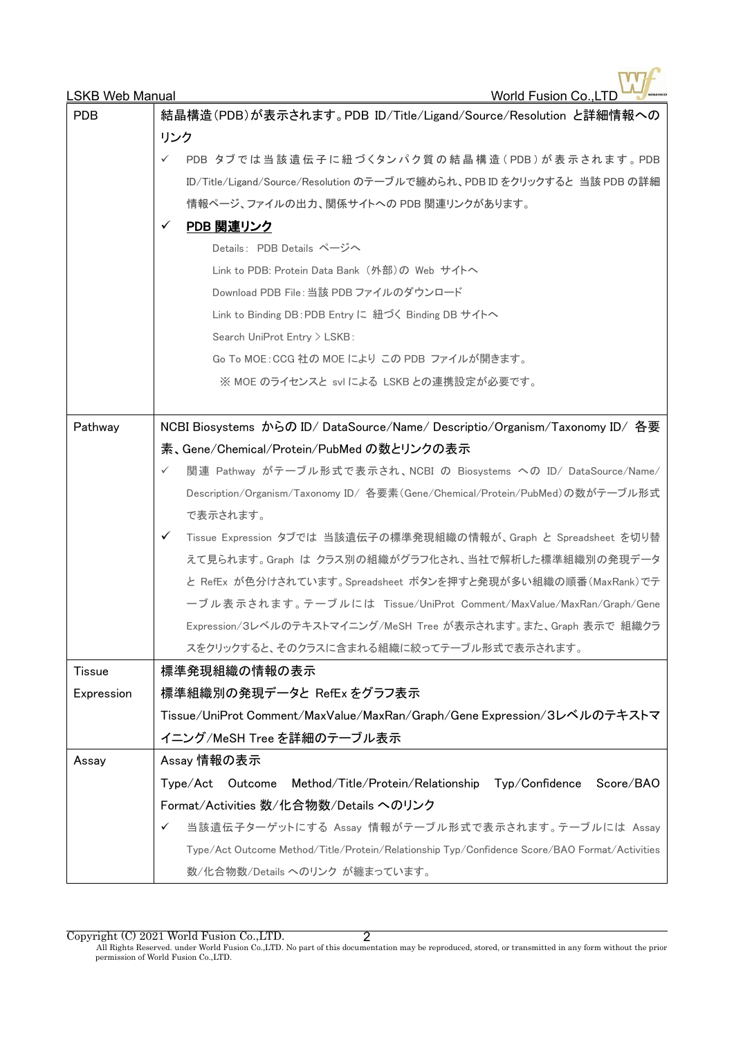| | |
|---|---|
| PDB | 結晶構造(PDB)が表示されます。PDB ID/Title/Ligand/Source/Resolution と詳細情報へのリンク<br>✓ PDB タブでは当該遺伝子に紐づくタンパク質の結晶構造(PDB)が表示されます。PDB ID/Title/Ligand/Source/Resolution のテーブルで纏められ、PDB ID をクリックすると 当該 PDB の詳細情報ページ、ファイルの出力、関係サイトへの PDB 関連リンクがあります。<br>✓ **PDB 関連リンク**<br>Details: PDB Details ページへ<br>Link to PDB: Protein Data Bank (外部)の Web サイトへ<br>Download PDB File:当該 PDB ファイルのダウンロード<br>Link to Binding DB:PDB Entry に 紐づく Binding DB サイトへ<br>Search UniProt Entry > LSKB:<br>Go To MOE:CCG 社の MOE により この PDB ファイルが開きます。<br>※ MOE のライセンスと svl による LSKB との連携設定が必要です。 |
| Pathway | NCBI Biosystems からの ID/ DataSource/Name/ Descriptio/Organism/Taxonomy ID/ 各要素、Gene/Chemical/Protein/PubMed の数とリンクの表示<br>✓ 関連 Pathway がテーブル形式で表示され、NCBI の Biosystems への ID/ DataSource/Name/ Description/Organism/Taxonomy ID/ 各要素(Gene/Chemical/Protein/PubMed)の数がテーブル形式で表示されます。<br>✓ Tissue Expression タブでは 当該遺伝子の標準発現組織の情報が、Graph と Spreadsheet を切り替えて見られます。Graph は クラス別の組織がグラフ化され、当社で解析した標準組織別の発現データと RefEx が色分けされています。Spreadsheet ボタンを押すと発現が多い組織の順番(MaxRank)でテーブル表示されます。テーブルには Tissue/UniProt Comment/MaxValue/MaxRan/Graph/Gene Expression/3レベルのテキストマイニング/MeSH Tree が表示されます。また、Graph 表示で 組織クラスをクリックすると、そのクラスに含まれる組織に絞ってテーブル形式で表示されます。 |
| Tissue Expression | 標準発現組織の情報の表示<br>標準組織別の発現データと RefEx をグラフ表示<br>Tissue/UniProt Comment/MaxValue/MaxRan/Graph/Gene Expression/3レベルのテキストマイニング/MeSH Tree を詳細のテーブル表示 |
| Assay | Assay 情報の表示<br>Type/Act Outcome Method/Title/Protein/Relationship Typ/Confidence Score/BAO Format/Activities 数/化合物数/Details へのリンク<br>✓ 当該遺伝子ターゲットにする Assay 情報がテーブル形式で表示されます。テーブルには Assay Type/Act Outcome Method/Title/Protein/Relationship Typ/Confidence Score/BAO Format/Activities 数/化合物数/Details へのリンク が纏まっています。 |

Copyright (C) 2021 World Fusion Co.,LTD.
All Rights Reserved. under World Fusion Co.,LTD. No part of this documentation may be reproduced, stored, or transmitted in any form without the prior permission of World Fusion Co.,LTD.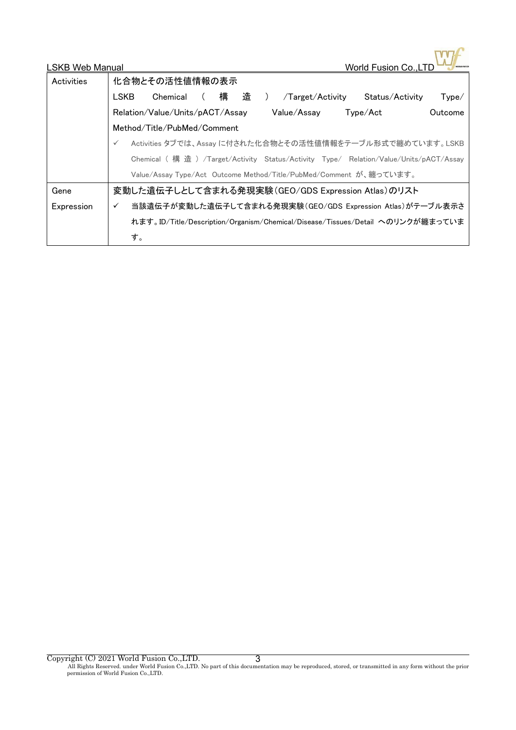| | |
|---|---|
| Activities | 化合物とその活性値情報の表示<br>LSKB Chemical（構造）/Target/Activity Status/Activity Type/ Relation/Value/Units/pACT/Assay Value/Assay Type/Act Outcome Method/Title/PubMed/Comment<br>✓ Activities タブでは、Assay に付された化合物とその活性値情報をテーブル形式で纏めています。LSKB Chemical（構造）/Target/Activity Status/Activity Type/ Relation/Value/Units/pACT/Assay Value/Assay Type/Act Outcome Method/Title/PubMed/Comment が、纏っています。 |
| Gene Expression | 変動した遺伝子しとして含まれる発現実験（GEO/GDS Expression Atlas）のリスト<br>✓ 当該遺伝子が変動した遺伝子して含まれる発現実験（GEO/GDS Expression Atlas）がテーブル表示されます。ID/Title/Description/Organism/Chemical/Disease/Tissues/Detail へのリンクが纏まっています。 |